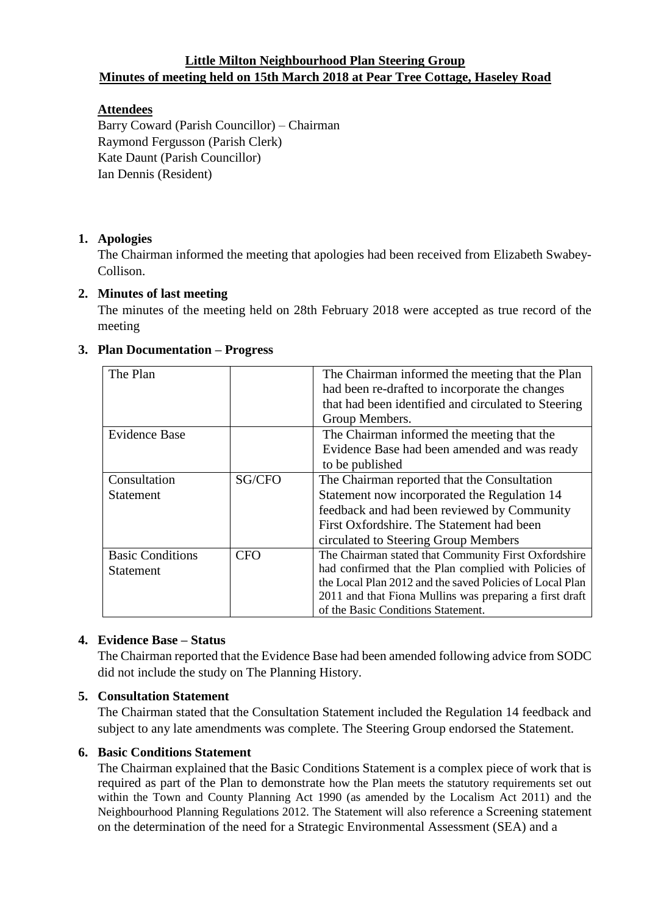**Little Milton Neighbourhood Plan Steering Group**
**Minutes of meeting held on 15th March 2018 at Pear Tree Cottage, Haseley Road**

**Attendees**
Barry Coward (Parish Councillor) – Chairman
Raymond Fergusson (Parish Clerk)
Kate Daunt (Parish Councillor)
Ian Dennis (Resident)

1. **Apologies**
   The Chairman informed the meeting that apologies had been received from Elizabeth Swabey-Collison.

2. **Minutes of last meeting**
   The minutes of the meeting held on 28th February 2018 were accepted as true record of the meeting

3. **Plan Documentation – Progress**

| | | |
|---|---|---|
| The Plan | | The Chairman informed the meeting that the Plan had been re-drafted to incorporate the changes that had been identified and circulated to Steering Group Members. |
| Evidence Base | | The Chairman informed the meeting that the Evidence Base had been amended and was ready to be published |
| Consultation Statement | SG/CFO | The Chairman reported that the Consultation Statement now incorporated the Regulation 14 feedback and had been reviewed by Community First Oxfordshire. The Statement had been circulated to Steering Group Members |
| Basic Conditions Statement | CFO | The Chairman stated that Community First Oxfordshire had confirmed that the Plan complied with Policies of the Local Plan 2012 and the saved Policies of Local Plan 2011 and that Fiona Mullins was preparing a first draft of the Basic Conditions Statement. |

4. **Evidence Base – Status**
   The Chairman reported that the Evidence Base had been amended following advice from SODC did not include the study on The Planning History.

5. **Consultation Statement**
   The Chairman stated that the Consultation Statement included the Regulation 14 feedback and subject to any late amendments was complete. The Steering Group endorsed the Statement.

6. **Basic Conditions Statement**
   The Chairman explained that the Basic Conditions Statement is a complex piece of work that is required as part of the Plan to demonstrate how the Plan meets the statutory requirements set out within the Town and County Planning Act 1990 (as amended by the Localism Act 2011) and the Neighbourhood Planning Regulations 2012. The Statement will also reference a Screening statement on the determination of the need for a Strategic Environmental Assessment (SEA) and a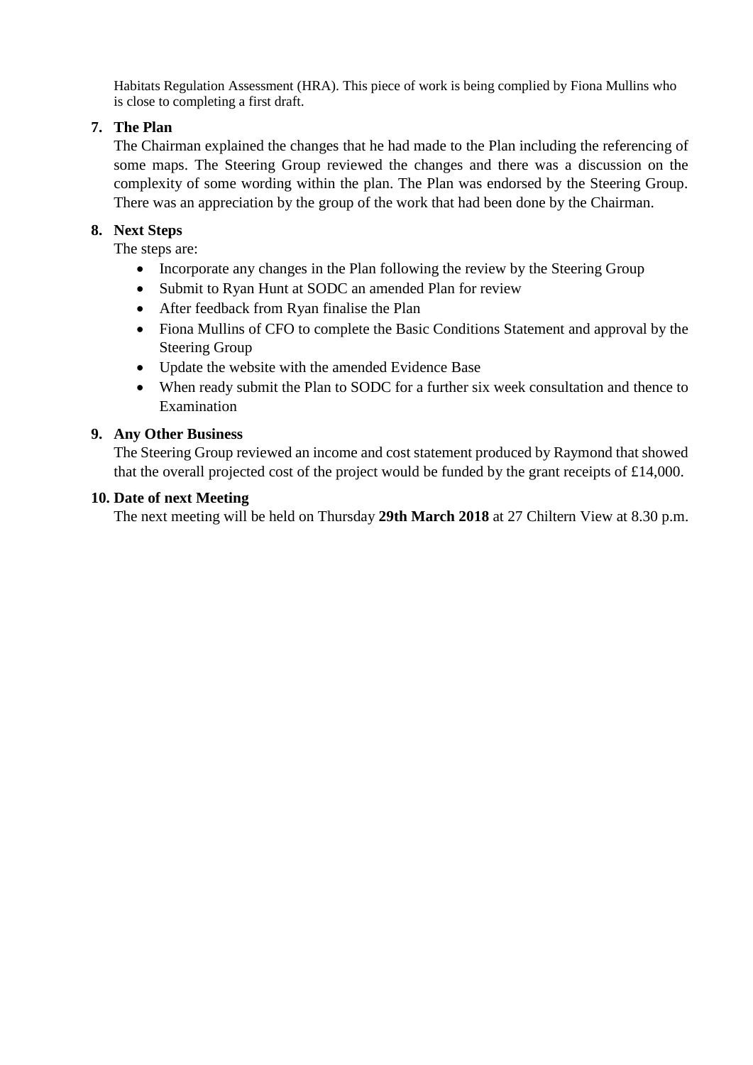Habitats Regulation Assessment (HRA). This piece of work is being complied by Fiona Mullins who is close to completing a first draft.

7. **The Plan**
   The Chairman explained the changes that he had made to the Plan including the referencing of some maps. The Steering Group reviewed the changes and there was a discussion on the complexity of some wording within the plan. The Plan was endorsed by the Steering Group. There was an appreciation by the group of the work that had been done by the Chairman.

8. **Next Steps**
   The steps are:
   - Incorporate any changes in the Plan following the review by the Steering Group
   - Submit to Ryan Hunt at SODC an amended Plan for review
   - After feedback from Ryan finalise the Plan
   - Fiona Mullins of CFO to complete the Basic Conditions Statement and approval by the Steering Group
   - Update the website with the amended Evidence Base
   - When ready submit the Plan to SODC for a further six week consultation and thence to Examination

9. **Any Other Business**
   The Steering Group reviewed an income and cost statement produced by Raymond that showed that the overall projected cost of the project would be funded by the grant receipts of £14,000.

10. **Date of next Meeting**
    The next meeting will be held on Thursday **29th March 2018** at 27 Chiltern View at 8.30 p.m.